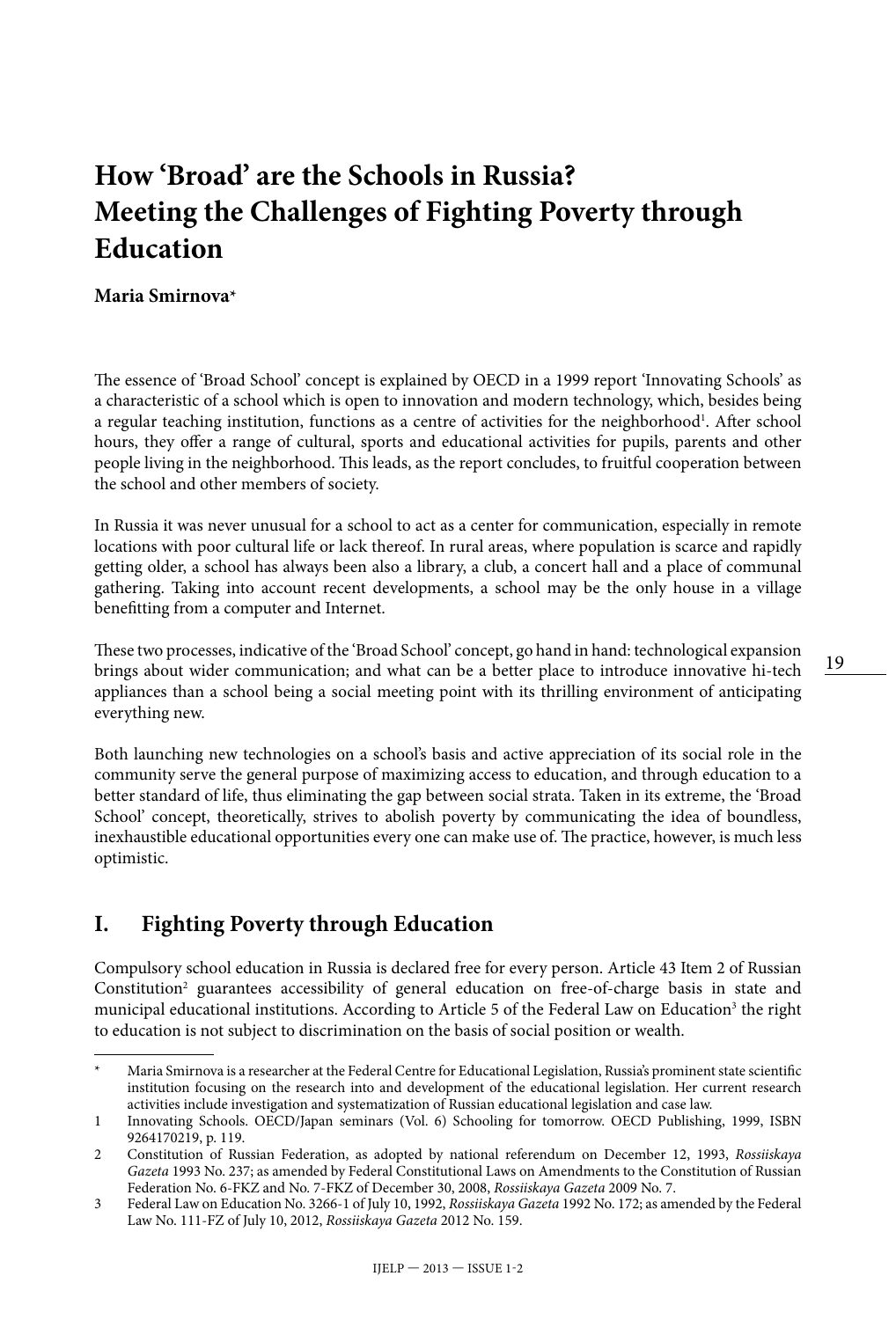# How 'Broad' are the Schools in Russia? Meeting the Challenges of Fighting Poverty through Education

**Maria Smirnova***

The essence of 'Broad School' concept is explained by OECD in a 1999 report 'Innovating Schools' as a characteristic of a school which is open to innovation and modern technology, which, besides being a regular teaching institution, functions as a centre of activities for the neighborhood[1]. After school hours, they offer a range of cultural, sports and educational activities for pupils, parents and other people living in the neighborhood. This leads, as the report concludes, to fruitful cooperation between the school and other members of society.

In Russia it was never unusual for a school to act as a center for communication, especially in remote locations with poor cultural life or lack thereof. In rural areas, where population is scarce and rapidly getting older, a school has always been also a library, a club, a concert hall and a place of communal gathering. Taking into account recent developments, a school may be the only house in a village benefitting from a computer and Internet.

These two processes, indicative of the 'Broad School' concept, go hand in hand: technological expansion brings about wider communication; and what can be a better place to introduce innovative hi-tech appliances than a school being a social meeting point with its thrilling environment of anticipating everything new.

Both launching new technologies on a school's basis and active appreciation of its social role in the community serve the general purpose of maximizing access to education, and through education to a better standard of life, thus eliminating the gap between social strata. Taken in its extreme, the 'Broad School' concept, theoretically, strives to abolish poverty by communicating the idea of boundless, inexhaustible educational opportunities every one can make use of. The practice, however, is much less optimistic.

## I. Fighting Poverty through Education

Compulsory school education in Russia is declared free for every person. Article 43 Item 2 of Russian Constitution[2] guarantees accessibility of general education on free-of-charge basis in state and municipal educational institutions. According to Article 5 of the Federal Law on Education[3] the right to education is not subject to discrimination on the basis of social position or wealth.

---

\* Maria Smirnova is a researcher at the Federal Centre for Educational Legislation, Russia's prominent state scientific institution focusing on the research into and development of the educational legislation. Her current research activities include investigation and systematization of Russian educational legislation and case law.

1 Innovating Schools. OECD/Japan seminars (Vol. 6) Schooling for tomorrow. OECD Publishing, 1999, ISBN 9264170219, p. 119.

2 Constitution of Russian Federation, as adopted by national referendum on December 12, 1993, *Rossiiskaya Gazeta* 1993 No. 237; as amended by Federal Constitutional Laws on Amendments to the Constitution of Russian Federation No. 6-FKZ and No. 7-FKZ of December 30, 2008, *Rossiiskaya Gazeta* 2009 No. 7.

3 Federal Law on Education No. 3266-1 of July 10, 1992, *Rossiiskaya Gazeta* 1992 No. 172; as amended by the Federal Law No. 111-FZ of July 10, 2012, *Rossiiskaya Gazeta* 2012 No. 159.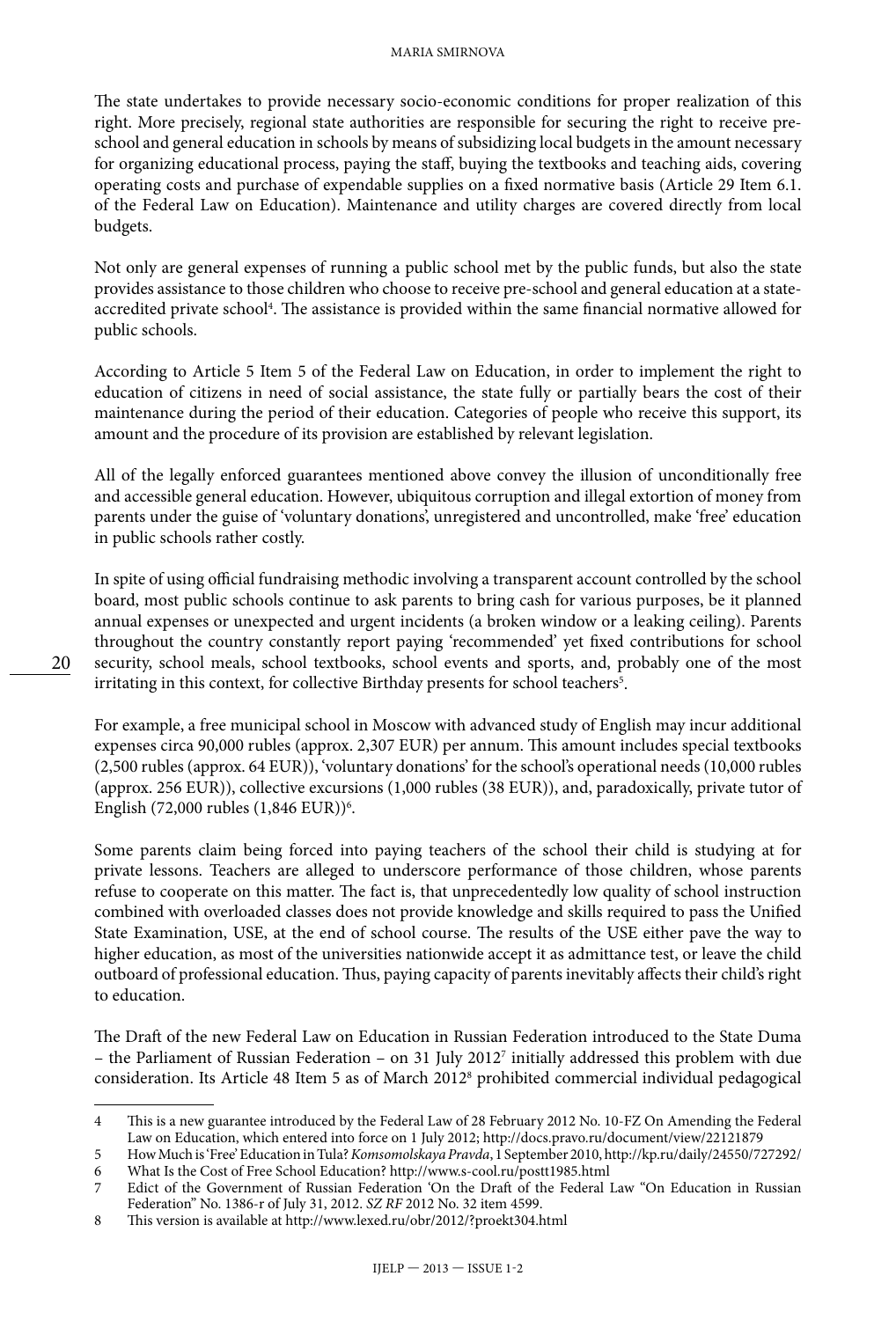The state undertakes to provide necessary socio-economic conditions for proper realization of this right. More precisely, regional state authorities are responsible for securing the right to receive pre-school and general education in schools by means of subsidizing local budgets in the amount necessary for organizing educational process, paying the staff, buying the textbooks and teaching aids, covering operating costs and purchase of expendable supplies on a fixed normative basis (Article 29 Item 6.1. of the Federal Law on Education). Maintenance and utility charges are covered directly from local budgets.

Not only are general expenses of running a public school met by the public funds, but also the state provides assistance to those children who choose to receive pre-school and general education at a state-accredited private school[4]. The assistance is provided within the same financial normative allowed for public schools.

According to Article 5 Item 5 of the Federal Law on Education, in order to implement the right to education of citizens in need of social assistance, the state fully or partially bears the cost of their maintenance during the period of their education. Categories of people who receive this support, its amount and the procedure of its provision are established by relevant legislation.

All of the legally enforced guarantees mentioned above convey the illusion of unconditionally free and accessible general education. However, ubiquitous corruption and illegal extortion of money from parents under the guise of 'voluntary donations', unregistered and uncontrolled, make 'free' education in public schools rather costly.

In spite of using official fundraising methodic involving a transparent account controlled by the school board, most public schools continue to ask parents to bring cash for various purposes, be it planned annual expenses or unexpected and urgent incidents (a broken window or a leaking ceiling). Parents throughout the country constantly report paying 'recommended' yet fixed contributions for school security, school meals, school textbooks, school events and sports, and, probably one of the most irritating in this context, for collective Birthday presents for school teachers[5].

For example, a free municipal school in Moscow with advanced study of English may incur additional expenses circa 90,000 rubles (approx. 2,307 EUR) per annum. This amount includes special textbooks (2,500 rubles (approx. 64 EUR)), 'voluntary donations' for the school's operational needs (10,000 rubles (approx. 256 EUR)), collective excursions (1,000 rubles (38 EUR)), and, paradoxically, private tutor of English (72,000 rubles (1,846 EUR))[6].

Some parents claim being forced into paying teachers of the school their child is studying at for private lessons. Teachers are alleged to underscore performance of those children, whose parents refuse to cooperate on this matter. The fact is, that unprecedentedly low quality of school instruction combined with overloaded classes does not provide knowledge and skills required to pass the Unified State Examination, USE, at the end of school course. The results of the USE either pave the way to higher education, as most of the universities nationwide accept it as admittance test, or leave the child outboard of professional education. Thus, paying capacity of parents inevitably affects their child's right to education.

The Draft of the new Federal Law on Education in Russian Federation introduced to the State Duma – the Parliament of Russian Federation – on 31 July 2012[7] initially addressed this problem with due consideration. Its Article 48 Item 5 as of March 2012[8] prohibited commercial individual pedagogical

---

4 This is a new guarantee introduced by the Federal Law of 28 February 2012 No. 10-FZ On Amending the Federal Law on Education, which entered into force on 1 July 2012; http://docs.pravo.ru/document/view/22121879

5 How Much is 'Free' Education in Tula? *Komsomolskaya Pravda*, 1 September 2010, http://kp.ru/daily/24550/727292/

6 What Is the Cost of Free School Education? http://www.s-cool.ru/postt1985.html

7 Edict of the Government of Russian Federation 'On the Draft of the Federal Law "On Education in Russian Federation" No. 1386-r of July 31, 2012. *SZ RF* 2012 No. 32 item 4599.

8 This version is available at http://www.lexed.ru/obr/2012/?proekt304.html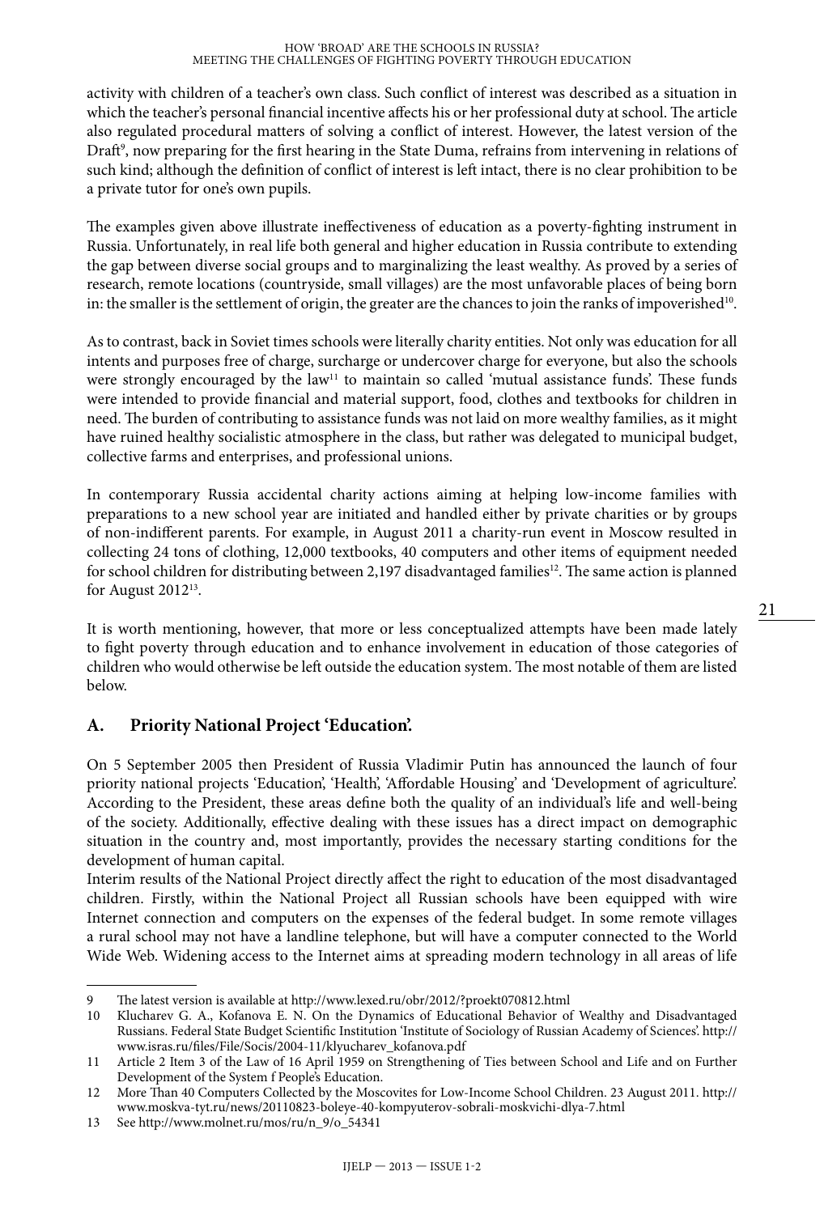activity with children of a teacher's own class. Such conflict of interest was described as a situation in which the teacher's personal financial incentive affects his or her professional duty at school. The article also regulated procedural matters of solving a conflict of interest. However, the latest version of the Draft[9], now preparing for the first hearing in the State Duma, refrains from intervening in relations of such kind; although the definition of conflict of interest is left intact, there is no clear prohibition to be a private tutor for one's own pupils.

The examples given above illustrate ineffectiveness of education as a poverty-fighting instrument in Russia. Unfortunately, in real life both general and higher education in Russia contribute to extending the gap between diverse social groups and to marginalizing the least wealthy. As proved by a series of research, remote locations (countryside, small villages) are the most unfavorable places of being born in: the smaller is the settlement of origin, the greater are the chances to join the ranks of impoverished[10].

As to contrast, back in Soviet times schools were literally charity entities. Not only was education for all intents and purposes free of charge, surcharge or undercover charge for everyone, but also the schools were strongly encouraged by the law[11] to maintain so called 'mutual assistance funds'. These funds were intended to provide financial and material support, food, clothes and textbooks for children in need. The burden of contributing to assistance funds was not laid on more wealthy families, as it might have ruined healthy socialistic atmosphere in the class, but rather was delegated to municipal budget, collective farms and enterprises, and professional unions.

In contemporary Russia accidental charity actions aiming at helping low-income families with preparations to a new school year are initiated and handled either by private charities or by groups of non-indifferent parents. For example, in August 2011 a charity-run event in Moscow resulted in collecting 24 tons of clothing, 12,000 textbooks, 40 computers and other items of equipment needed for school children for distributing between 2,197 disadvantaged families[12]. The same action is planned for August 2012[13].

It is worth mentioning, however, that more or less conceptualized attempts have been made lately to fight poverty through education and to enhance involvement in education of those categories of children who would otherwise be left outside the education system. The most notable of them are listed below.

## A. Priority National Project 'Education'.

On 5 September 2005 then President of Russia Vladimir Putin has announced the launch of four priority national projects 'Education', 'Health', 'Affordable Housing' and 'Development of agriculture'. According to the President, these areas define both the quality of an individual's life and well-being of the society. Additionally, effective dealing with these issues has a direct impact on demographic situation in the country and, most importantly, provides the necessary starting conditions for the development of human capital.

Interim results of the National Project directly affect the right to education of the most disadvantaged children. Firstly, within the National Project all Russian schools have been equipped with wire Internet connection and computers on the expenses of the federal budget. In some remote villages a rural school may not have a landline telephone, but will have a computer connected to the World Wide Web. Widening access to the Internet aims at spreading modern technology in all areas of life

---

9 The latest version is available at http://www.lexed.ru/obr/2012/?proekt070812.html

10 Klucharev G. A., Kofanova E. N. On the Dynamics of Educational Behavior of Wealthy and Disadvantaged Russians. Federal State Budget Scientific Institution 'Institute of Sociology of Russian Academy of Sciences'. http://www.isras.ru/files/File/Socis/2004-11/klyucharev_kofanova.pdf

11 Article 2 Item 3 of the Law of 16 April 1959 on Strengthening of Ties between School and Life and on Further Development of the System f People's Education.

12 More Than 40 Computers Collected by the Moscovites for Low-Income School Children. 23 August 2011. http://www.moskva-tyt.ru/news/20110823-boleye-40-kompyuterov-sobrali-moskvichi-dlya-7.html

13 See http://www.molnet.ru/mos/ru/n_9/o_54341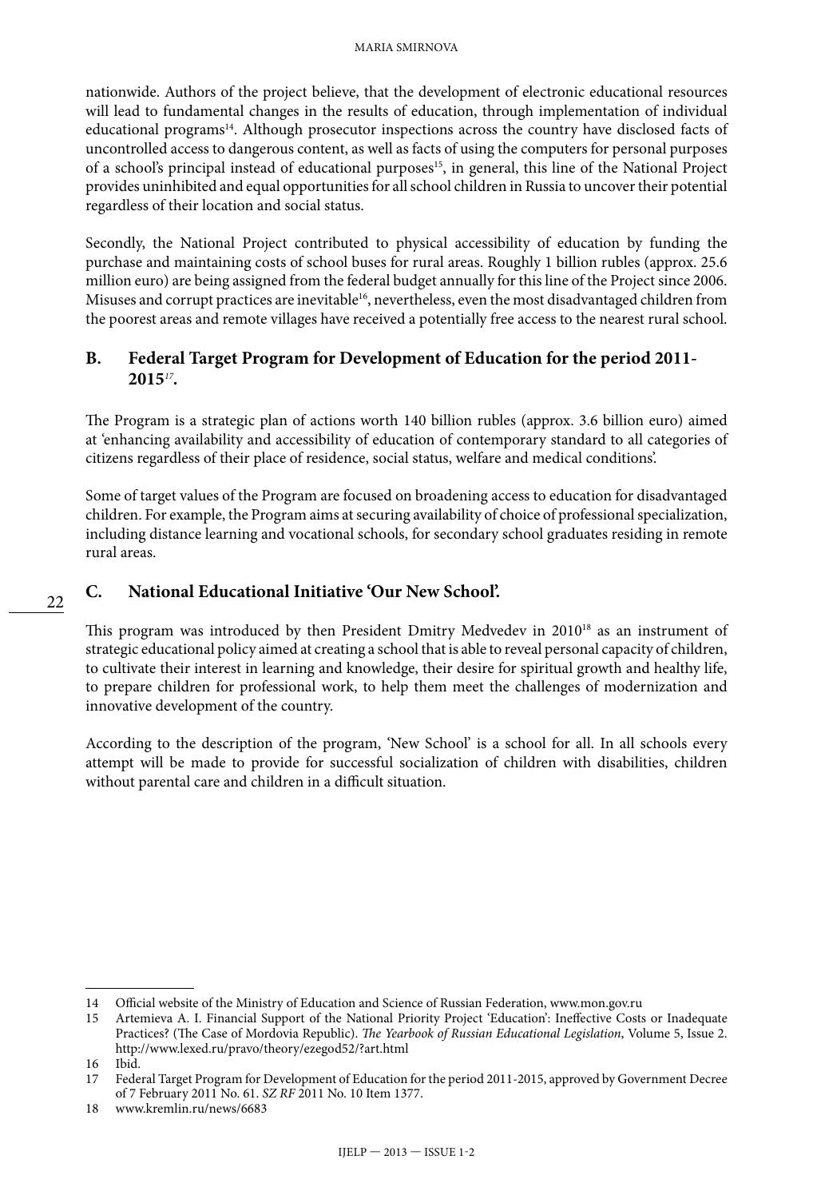nationwide. Authors of the project believe, that the development of electronic educational resources will lead to fundamental changes in the results of education, through implementation of individual educational programs[14]. Although prosecutor inspections across the country have disclosed facts of uncontrolled access to dangerous content, as well as facts of using the computers for personal purposes of a school's principal instead of educational purposes[15], in general, this line of the National Project provides uninhibited and equal opportunities for all school children in Russia to uncover their potential regardless of their location and social status.

Secondly, the National Project contributed to physical accessibility of education by funding the purchase and maintaining costs of school buses for rural areas. Roughly 1 billion rubles (approx. 25.6 million euro) are being assigned from the federal budget annually for this line of the Project since 2006. Misuses and corrupt practices are inevitable[16], nevertheless, even the most disadvantaged children from the poorest areas and remote villages have received a potentially free access to the nearest rural school.

## B. Federal Target Program for Development of Education for the period 2011-2015[17].

The Program is a strategic plan of actions worth 140 billion rubles (approx. 3.6 billion euro) aimed at 'enhancing availability and accessibility of education of contemporary standard to all categories of citizens regardless of their place of residence, social status, welfare and medical conditions'.

Some of target values of the Program are focused on broadening access to education for disadvantaged children. For example, the Program aims at securing availability of choice of professional specialization, including distance learning and vocational schools, for secondary school graduates residing in remote rural areas.

## C. National Educational Initiative 'Our New School'.

This program was introduced by then President Dmitry Medvedev in 2010[18] as an instrument of strategic educational policy aimed at creating a school that is able to reveal personal capacity of children, to cultivate their interest in learning and knowledge, their desire for spiritual growth and healthy life, to prepare children for professional work, to help them meet the challenges of modernization and innovative development of the country.

According to the description of the program, 'New School' is a school for all. In all schools every attempt will be made to provide for successful socialization of children with disabilities, children without parental care and children in a difficult situation.

---

14 Official website of the Ministry of Education and Science of Russian Federation, www.mon.gov.ru

15 Artemieva A. I. Financial Support of the National Priority Project 'Education': Ineffective Costs or Inadequate Practices? (The Case of Mordovia Republic). *The Yearbook of Russian Educational Legislation*, Volume 5, Issue 2. http://www.lexed.ru/pravo/theory/ezegod52/?art.html

16 Ibid.

17 Federal Target Program for Development of Education for the period 2011-2015, approved by Government Decree of 7 February 2011 No. 61. *SZ RF* 2011 No. 10 Item 1377.

18 www.kremlin.ru/news/6683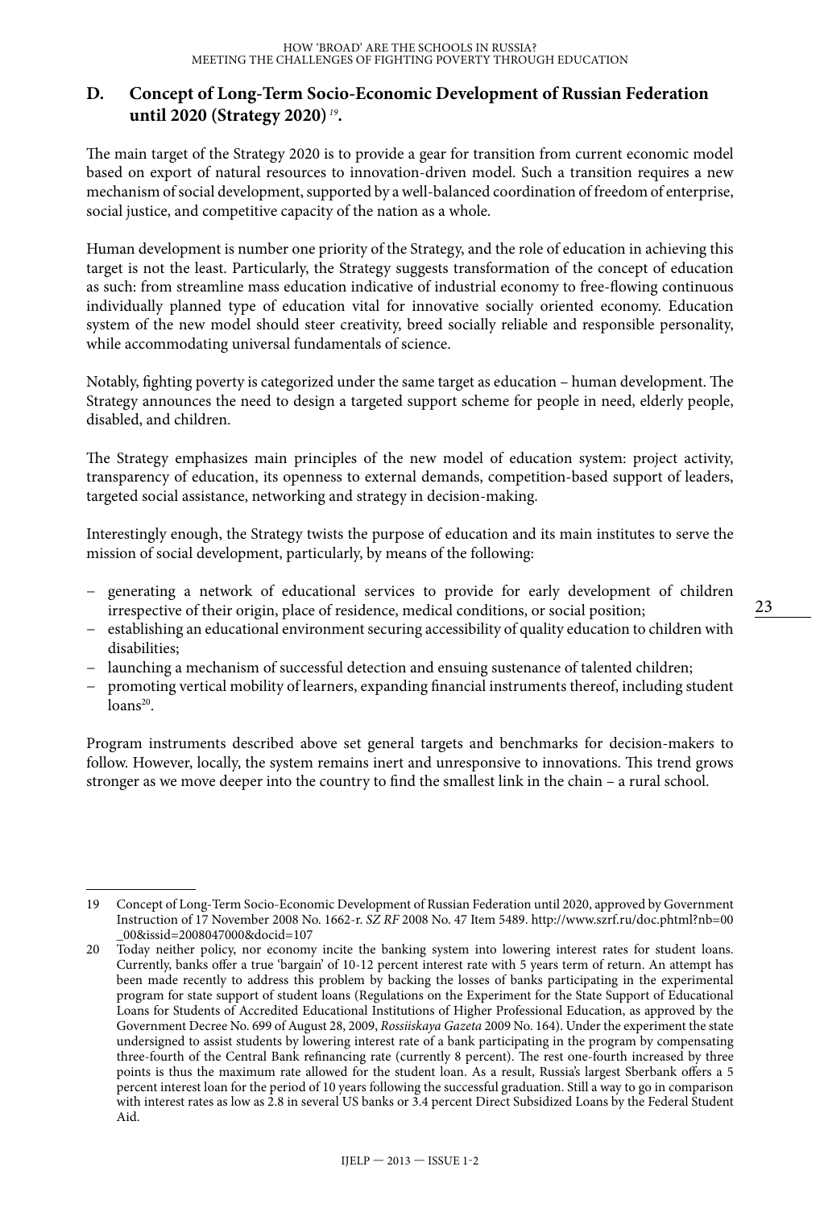## D. Concept of Long-Term Socio-Economic Development of Russian Federation until 2020 (Strategy 2020)[19].

The main target of the Strategy 2020 is to provide a gear for transition from current economic model based on export of natural resources to innovation-driven model. Such a transition requires a new mechanism of social development, supported by a well-balanced coordination of freedom of enterprise, social justice, and competitive capacity of the nation as a whole.

Human development is number one priority of the Strategy, and the role of education in achieving this target is not the least. Particularly, the Strategy suggests transformation of the concept of education as such: from streamline mass education indicative of industrial economy to free-flowing continuous individually planned type of education vital for innovative socially oriented economy. Education system of the new model should steer creativity, breed socially reliable and responsible personality, while accommodating universal fundamentals of science.

Notably, fighting poverty is categorized under the same target as education – human development. The Strategy announces the need to design a targeted support scheme for people in need, elderly people, disabled, and children.

The Strategy emphasizes main principles of the new model of education system: project activity, transparency of education, its openness to external demands, competition-based support of leaders, targeted social assistance, networking and strategy in decision-making.

Interestingly enough, the Strategy twists the purpose of education and its main institutes to serve the mission of social development, particularly, by means of the following:

- generating a network of educational services to provide for early development of children irrespective of their origin, place of residence, medical conditions, or social position;
- establishing an educational environment securing accessibility of quality education to children with disabilities;
- launching a mechanism of successful detection and ensuing sustenance of talented children;
- promoting vertical mobility of learners, expanding financial instruments thereof, including student loans[20].

Program instruments described above set general targets and benchmarks for decision-makers to follow. However, locally, the system remains inert and unresponsive to innovations. This trend grows stronger as we move deeper into the country to find the smallest link in the chain – a rural school.

---

19 Concept of Long-Term Socio-Economic Development of Russian Federation until 2020, approved by Government Instruction of 17 November 2008 No. 1662-r. *SZ RF* 2008 No. 47 Item 5489. http://www.szrf.ru/doc.phtml?nb=00_00&issid=2008047000&docid=107

20 Today neither policy, nor economy incite the banking system into lowering interest rates for student loans. Currently, banks offer a true 'bargain' of 10-12 percent interest rate with 5 years term of return. An attempt has been made recently to address this problem by backing the losses of banks participating in the experimental program for state support of student loans (Regulations on the Experiment for the State Support of Educational Loans for Students of Accredited Educational Institutions of Higher Professional Education, as approved by the Government Decree No. 699 of August 28, 2009, *Rossiiskaya Gazeta* 2009 No. 164). Under the experiment the state undersigned to assist students by lowering interest rate of a bank participating in the program by compensating three-fourth of the Central Bank refinancing rate (currently 8 percent). The rest one-fourth increased by three points is thus the maximum rate allowed for the student loan. As a result, Russia's largest Sberbank offers a 5 percent interest loan for the period of 10 years following the successful graduation. Still a way to go in comparison with interest rates as low as 2.8 in several US banks or 3.4 percent Direct Subsidized Loans by the Federal Student Aid.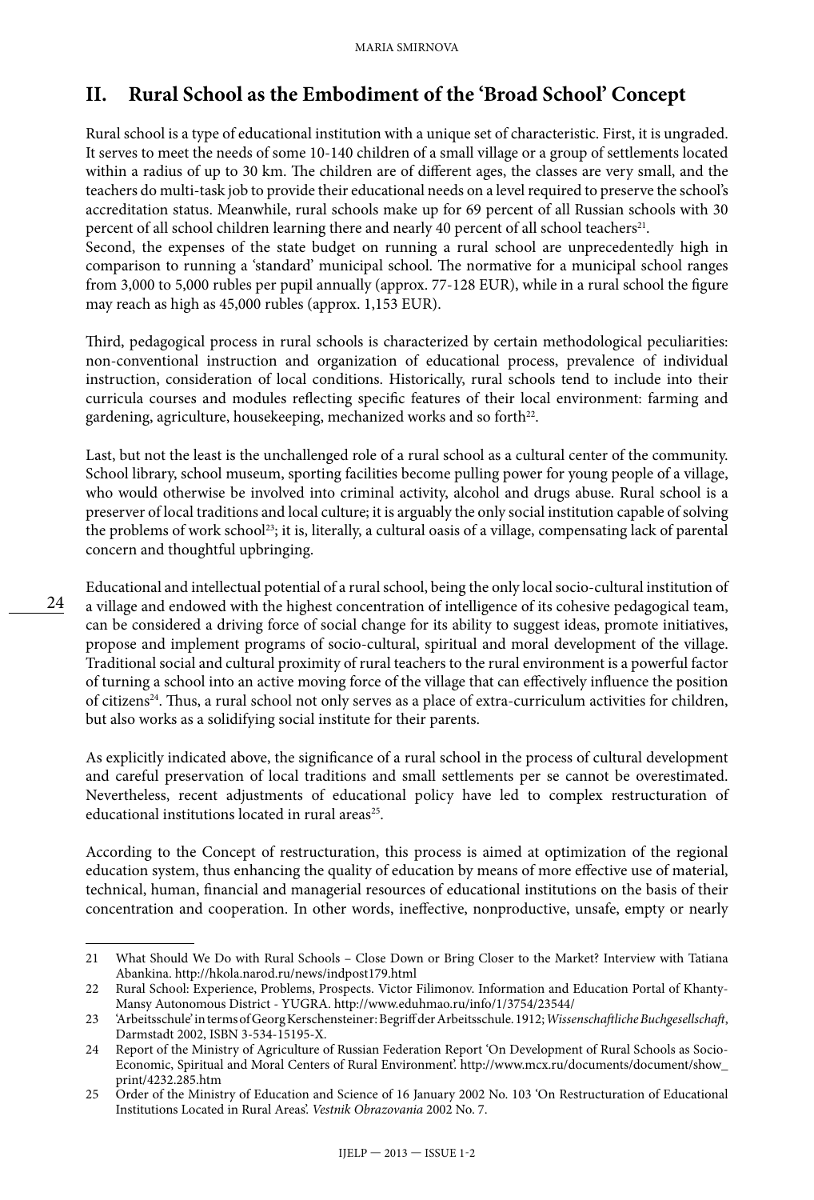## II. Rural School as the Embodiment of the 'Broad School' Concept

Rural school is a type of educational institution with a unique set of characteristic. First, it is ungraded. It serves to meet the needs of some 10-140 children of a small village or a group of settlements located within a radius of up to 30 km. The children are of different ages, the classes are very small, and the teachers do multi-task job to provide their educational needs on a level required to preserve the school's accreditation status. Meanwhile, rural schools make up for 69 percent of all Russian schools with 30 percent of all school children learning there and nearly 40 percent of all school teachers[21].

Second, the expenses of the state budget on running a rural school are unprecedentedly high in comparison to running a 'standard' municipal school. The normative for a municipal school ranges from 3,000 to 5,000 rubles per pupil annually (approx. 77-128 EUR), while in a rural school the figure may reach as high as 45,000 rubles (approx. 1,153 EUR).

Third, pedagogical process in rural schools is characterized by certain methodological peculiarities: non-conventional instruction and organization of educational process, prevalence of individual instruction, consideration of local conditions. Historically, rural schools tend to include into their curricula courses and modules reflecting specific features of their local environment: farming and gardening, agriculture, housekeeping, mechanized works and so forth[22].

Last, but not the least is the unchallenged role of a rural school as a cultural center of the community. School library, school museum, sporting facilities become pulling power for young people of a village, who would otherwise be involved into criminal activity, alcohol and drugs abuse. Rural school is a preserver of local traditions and local culture; it is arguably the only social institution capable of solving the problems of work school[23]; it is, literally, a cultural oasis of a village, compensating lack of parental concern and thoughtful upbringing.

Educational and intellectual potential of a rural school, being the only local socio-cultural institution of a village and endowed with the highest concentration of intelligence of its cohesive pedagogical team, can be considered a driving force of social change for its ability to suggest ideas, promote initiatives, propose and implement programs of socio-cultural, spiritual and moral development of the village. Traditional social and cultural proximity of rural teachers to the rural environment is a powerful factor of turning a school into an active moving force of the village that can effectively influence the position of citizens[24]. Thus, a rural school not only serves as a place of extra-curriculum activities for children, but also works as a solidifying social institute for their parents.

As explicitly indicated above, the significance of a rural school in the process of cultural development and careful preservation of local traditions and small settlements per se cannot be overestimated. Nevertheless, recent adjustments of educational policy have led to complex restructuration of educational institutions located in rural areas[25].

According to the Concept of restructuration, this process is aimed at optimization of the regional education system, thus enhancing the quality of education by means of more effective use of material, technical, human, financial and managerial resources of educational institutions on the basis of their concentration and cooperation. In other words, ineffective, nonproductive, unsafe, empty or nearly

---

21 What Should We Do with Rural Schools – Close Down or Bring Closer to the Market? Interview with Tatiana Abankina. http://hkola.narod.ru/news/indpost179.html

22 Rural School: Experience, Problems, Prospects. Victor Filimonov. Information and Education Portal of Khanty-Mansy Autonomous District - YUGRA. http://www.eduhmao.ru/info/1/3754/23544/

23 'Arbeitsschule' in terms of Georg Kerschensteiner: Begriff der Arbeitsschule. 1912; *Wissenschaftliche Buchgesellschaft*, Darmstadt 2002, ISBN 3-534-15195-X.

24 Report of the Ministry of Agriculture of Russian Federation Report 'On Development of Rural Schools as Socio-Economic, Spiritual and Moral Centers of Rural Environment'. http://www.mcx.ru/documents/document/show_print/4232.285.htm

25 Order of the Ministry of Education and Science of 16 January 2002 No. 103 'On Restructuration of Educational Institutions Located in Rural Areas'. *Vestnik Obrazovania* 2002 No. 7.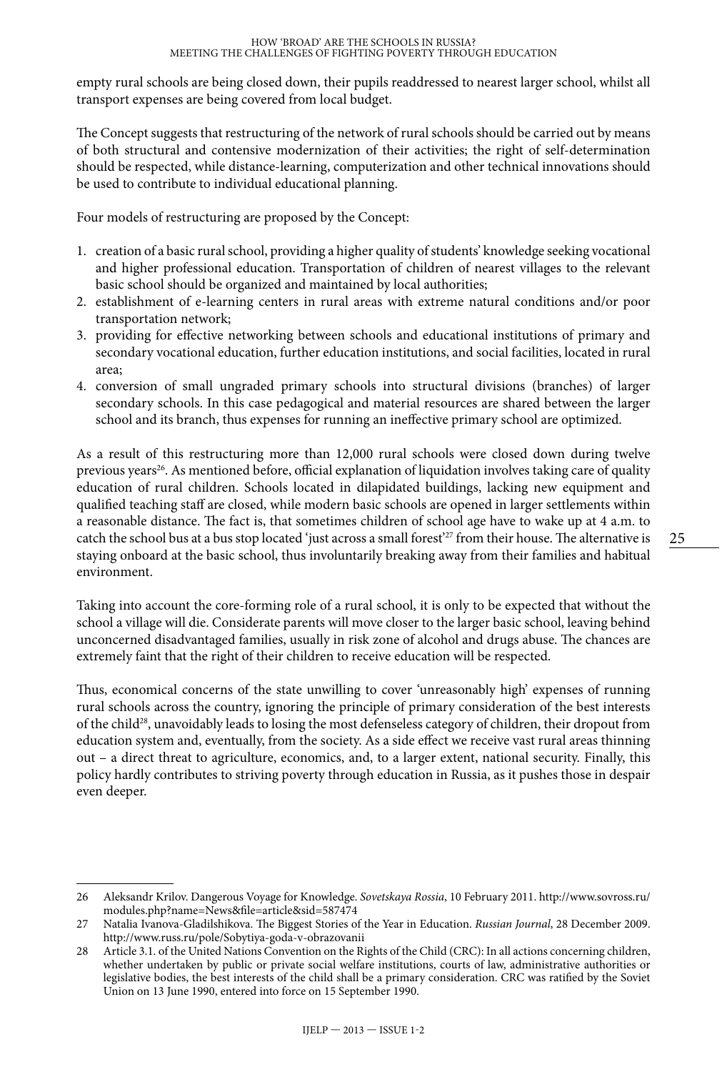empty rural schools are being closed down, their pupils readdressed to nearest larger school, whilst all transport expenses are being covered from local budget.

The Concept suggests that restructuring of the network of rural schools should be carried out by means of both structural and contensive modernization of their activities; the right of self-determination should be respected, while distance-learning, computerization and other technical innovations should be used to contribute to individual educational planning.

Four models of restructuring are proposed by the Concept:

1. creation of a basic rural school, providing a higher quality of students' knowledge seeking vocational and higher professional education. Transportation of children of nearest villages to the relevant basic school should be organized and maintained by local authorities;
2. establishment of e-learning centers in rural areas with extreme natural conditions and/or poor transportation network;
3. providing for effective networking between schools and educational institutions of primary and secondary vocational education, further education institutions, and social facilities, located in rural area;
4. conversion of small ungraded primary schools into structural divisions (branches) of larger secondary schools. In this case pedagogical and material resources are shared between the larger school and its branch, thus expenses for running an ineffective primary school are optimized.

As a result of this restructuring more than 12,000 rural schools were closed down during twelve previous years[26]. As mentioned before, official explanation of liquidation involves taking care of quality education of rural children. Schools located in dilapidated buildings, lacking new equipment and qualified teaching staff are closed, while modern basic schools are opened in larger settlements within a reasonable distance. The fact is, that sometimes children of school age have to wake up at 4 a.m. to catch the school bus at a bus stop located 'just across a small forest'[27] from their house. The alternative is staying onboard at the basic school, thus involuntarily breaking away from their families and habitual environment.

Taking into account the core-forming role of a rural school, it is only to be expected that without the school a village will die. Considerate parents will move closer to the larger basic school, leaving behind unconcerned disadvantaged families, usually in risk zone of alcohol and drugs abuse. The chances are extremely faint that the right of their children to receive education will be respected.

Thus, economical concerns of the state unwilling to cover 'unreasonably high' expenses of running rural schools across the country, ignoring the principle of primary consideration of the best interests of the child[28], unavoidably leads to losing the most defenseless category of children, their dropout from education system and, eventually, from the society. As a side effect we receive vast rural areas thinning out – a direct threat to agriculture, economics, and, to a larger extent, national security. Finally, this policy hardly contributes to striving poverty through education in Russia, as it pushes those in despair even deeper.

---

26 Aleksandr Krilov. Dangerous Voyage for Knowledge. *Sovetskaya Rossia*, 10 February 2011. http://www.sovross.ru/modules.php?name=News&file=article&sid=587474

27 Natalia Ivanova-Gladilshikova. The Biggest Stories of the Year in Education. *Russian Journal*, 28 December 2009. http://www.russ.ru/pole/Sobytiya-goda-v-obrazovanii

28 Article 3.1. of the United Nations Convention on the Rights of the Child (CRC): In all actions concerning children, whether undertaken by public or private social welfare institutions, courts of law, administrative authorities or legislative bodies, the best interests of the child shall be a primary consideration. CRC was ratified by the Soviet Union on 13 June 1990, entered into force on 15 September 1990.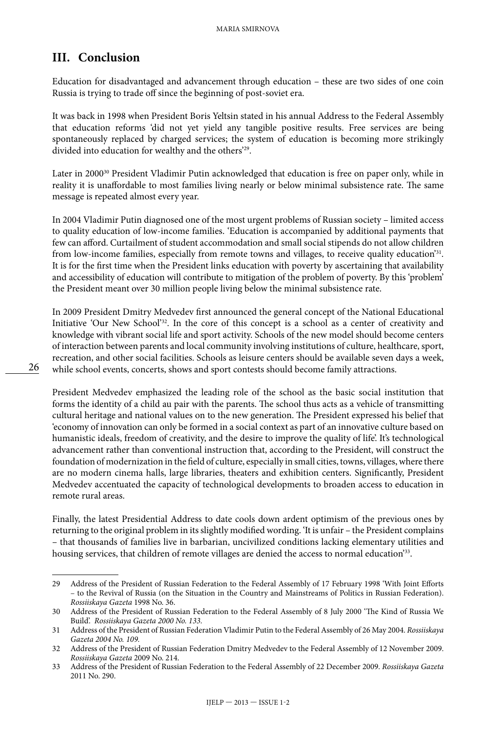## III. Conclusion

Education for disadvantaged and advancement through education – these are two sides of one coin Russia is trying to trade off since the beginning of post-soviet era.

It was back in 1998 when President Boris Yeltsin stated in his annual Address to the Federal Assembly that education reforms 'did not yet yield any tangible positive results. Free services are being spontaneously replaced by charged services; the system of education is becoming more strikingly divided into education for wealthy and the others'[29].

Later in 2000[30] President Vladimir Putin acknowledged that education is free on paper only, while in reality it is unaffordable to most families living nearly or below minimal subsistence rate. The same message is repeated almost every year.

In 2004 Vladimir Putin diagnosed one of the most urgent problems of Russian society – limited access to quality education of low-income families. 'Education is accompanied by additional payments that few can afford. Curtailment of student accommodation and small social stipends do not allow children from low-income families, especially from remote towns and villages, to receive quality education'[31]. It is for the first time when the President links education with poverty by ascertaining that availability and accessibility of education will contribute to mitigation of the problem of poverty. By this 'problem' the President meant over 30 million people living below the minimal subsistence rate.

In 2009 President Dmitry Medvedev first announced the general concept of the National Educational Initiative 'Our New School'[32]. In the core of this concept is a school as a center of creativity and knowledge with vibrant social life and sport activity. Schools of the new model should become centers of interaction between parents and local community involving institutions of culture, healthcare, sport, recreation, and other social facilities. Schools as leisure centers should be available seven days a week, while school events, concerts, shows and sport contests should become family attractions.

President Medvedev emphasized the leading role of the school as the basic social institution that forms the identity of a child au pair with the parents. The school thus acts as a vehicle of transmitting cultural heritage and national values on to the new generation. The President expressed his belief that 'economy of innovation can only be formed in a social context as part of an innovative culture based on humanistic ideals, freedom of creativity, and the desire to improve the quality of life'. It's technological advancement rather than conventional instruction that, according to the President, will construct the foundation of modernization in the field of culture, especially in small cities, towns, villages, where there are no modern cinema halls, large libraries, theaters and exhibition centers. Significantly, President Medvedev accentuated the capacity of technological developments to broaden access to education in remote rural areas.

Finally, the latest Presidential Address to date cools down ardent optimism of the previous ones by returning to the original problem in its slightly modified wording. 'It is unfair – the President complains – that thousands of families live in barbarian, uncivilized conditions lacking elementary utilities and housing services, that children of remote villages are denied the access to normal education'[33].

---

29 Address of the President of Russian Federation to the Federal Assembly of 17 February 1998 'With Joint Efforts – to the Revival of Russia (on the Situation in the Country and Mainstreams of Politics in Russian Federation). *Rossiiskaya Gazeta* 1998 No. 36.

30 Address of the President of Russian Federation to the Federal Assembly of 8 July 2000 'The Kind of Russia We Build'. *Rossiiskaya Gazeta 2000 No. 133.*

31 Address of the President of Russian Federation Vladimir Putin to the Federal Assembly of 26 May 2004. *Rossiiskaya Gazeta 2004 No. 109.*

32 Address of the President of Russian Federation Dmitry Medvedev to the Federal Assembly of 12 November 2009. *Rossiiskaya Gazeta* 2009 No. 214.

33 Address of the President of Russian Federation to the Federal Assembly of 22 December 2009. *Rossiiskaya Gazeta* 2011 No. 290.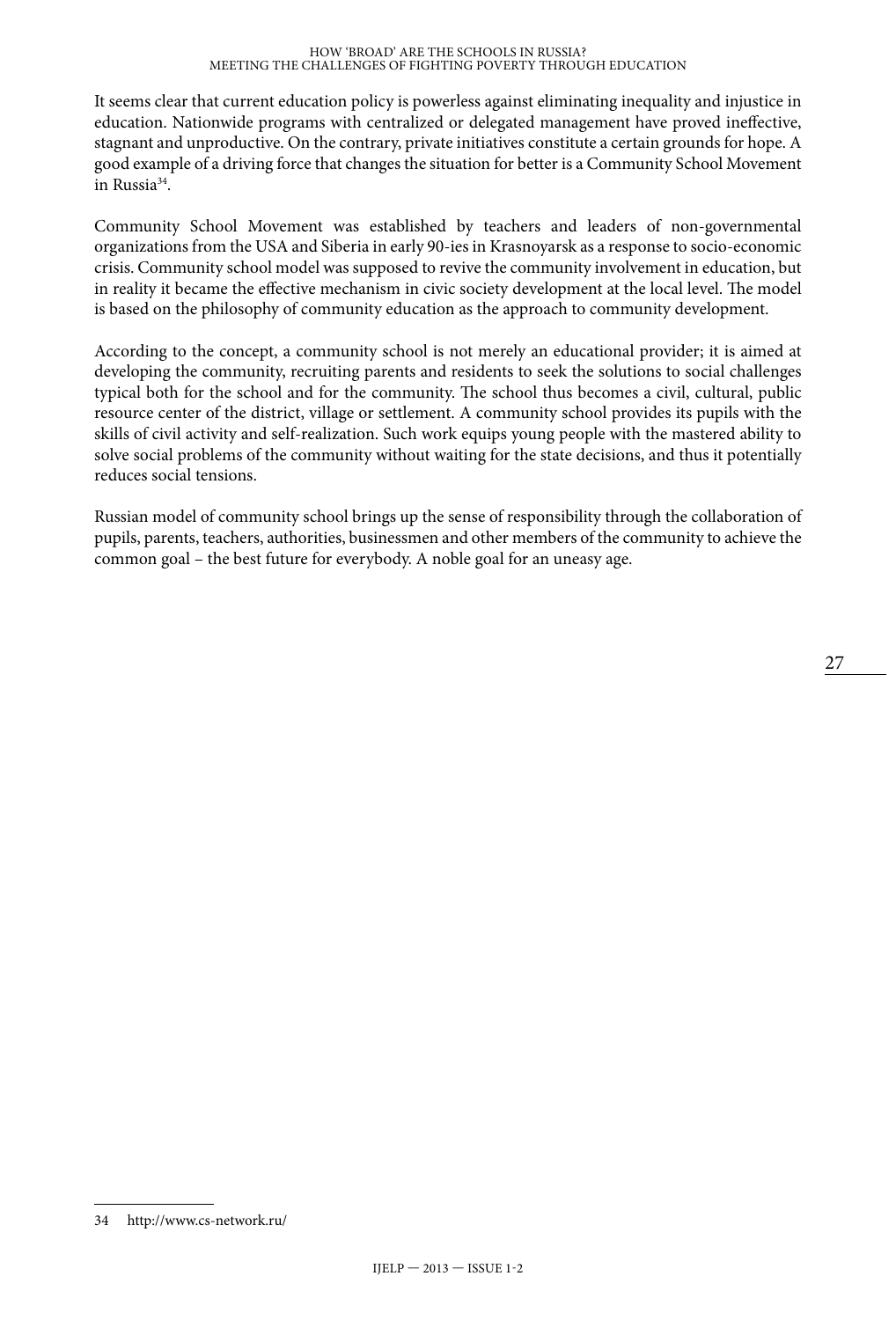It seems clear that current education policy is powerless against eliminating inequality and injustice in education. Nationwide programs with centralized or delegated management have proved ineffective, stagnant and unproductive. On the contrary, private initiatives constitute a certain grounds for hope. A good example of a driving force that changes the situation for better is a Community School Movement in Russia[34].

Community School Movement was established by teachers and leaders of non-governmental organizations from the USA and Siberia in early 90-ies in Krasnoyarsk as a response to socio-economic crisis. Community school model was supposed to revive the community involvement in education, but in reality it became the effective mechanism in civic society development at the local level. The model is based on the philosophy of community education as the approach to community development.

According to the concept, a community school is not merely an educational provider; it is aimed at developing the community, recruiting parents and residents to seek the solutions to social challenges typical both for the school and for the community. The school thus becomes a civil, cultural, public resource center of the district, village or settlement. A community school provides its pupils with the skills of civil activity and self-realization. Such work equips young people with the mastered ability to solve social problems of the community without waiting for the state decisions, and thus it potentially reduces social tensions.

Russian model of community school brings up the sense of responsibility through the collaboration of pupils, parents, teachers, authorities, businessmen and other members of the community to achieve the common goal – the best future for everybody. A noble goal for an uneasy age.

---

34 http://www.cs-network.ru/